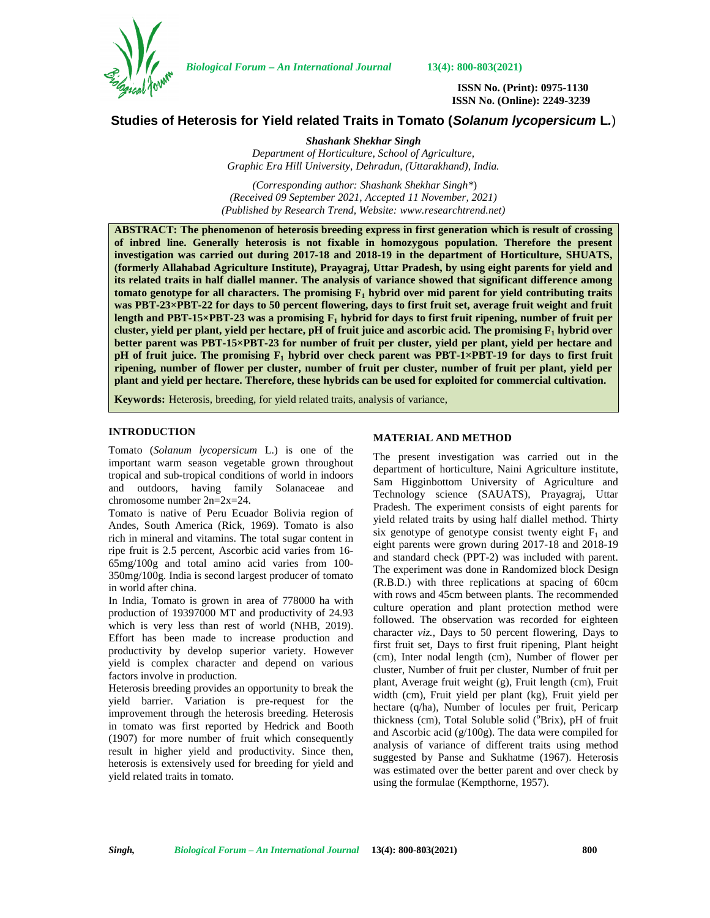# Studies of Heterosis for Yield related Traits in Tomato (*Solanum lycopersicum* L.)

***Shashank Shekhar Singh***

*Department of Horticulture, School of Agriculture,*
*Graphic Era Hill University, Dehradun, (Uttarakhand), India.*

*(Corresponding author: Shashank Shekhar Singh\*)*
*(Received 09 September 2021, Accepted 11 November, 2021)*
*(Published by Research Trend, Website: www.researchtrend.net)*

**ABSTRACT: The phenomenon of heterosis breeding express in first generation which is result of crossing of inbred line. Generally heterosis is not fixable in homozygous population. Therefore the present investigation was carried out during 2017-18 and 2018-19 in the department of Horticulture, SHUATS, (formerly Allahabad Agriculture Institute), Prayagraj, Uttar Pradesh, by using eight parents for yield and its related traits in half diallel manner. The analysis of variance showed that significant difference among tomato genotype for all characters. The promising $F_1$ hybrid over mid parent for yield contributing traits was PBT-23×PBT-22 for days to 50 percent flowering, days to first fruit set, average fruit weight and fruit length and PBT-15×PBT-23 was a promising $F_1$ hybrid for days to first fruit ripening, number of fruit per cluster, yield per plant, yield per hectare, pH of fruit juice and ascorbic acid. The promising $F_1$ hybrid over better parent was PBT-15×PBT-23 for number of fruit per cluster, yield per plant, yield per hectare and pH of fruit juice. The promising $F_1$ hybrid over check parent was PBT-1×PBT-19 for days to first fruit ripening, number of flower per cluster, number of fruit per cluster, number of fruit per plant, yield per plant and yield per hectare. Therefore, these hybrids can be used for exploited for commercial cultivation.**

**Keywords:** Heterosis, breeding, for yield related traits, analysis of variance,

## INTRODUCTION

Tomato (*Solanum lycopersicum* L.) is one of the important warm season vegetable grown throughout tropical and sub-tropical conditions of world in indoors and outdoors, having family Solanaceae and chromosome number 2n=2x=24.

Tomato is native of Peru Ecuador Bolivia region of Andes, South America (Rick, 1969). Tomato is also rich in mineral and vitamins. The total sugar content in ripe fruit is 2.5 percent, Ascorbic acid varies from 16-65mg/100g and total amino acid varies from 100-350mg/100g. India is second largest producer of tomato in world after china.

In India, Tomato is grown in area of 778000 ha with production of 19397000 MT and productivity of 24.93 which is very less than rest of world (NHB, 2019). Effort has been made to increase production and productivity by develop superior variety. However yield is complex character and depend on various factors involve in production.

Heterosis breeding provides an opportunity to break the yield barrier. Variation is pre-request for the improvement through the heterosis breeding. Heterosis in tomato was first reported by Hedrick and Booth (1907) for more number of fruit which consequently result in higher yield and productivity. Since then, heterosis is extensively used for breeding for yield and yield related traits in tomato.

## MATERIAL AND METHOD

The present investigation was carried out in the department of horticulture, Naini Agriculture institute, Sam Higginbottom University of Agriculture and Technology science (SAUATS), Prayagraj, Uttar Pradesh. The experiment consists of eight parents for yield related traits by using half diallel method. Thirty six genotype of genotype consist twenty eight $F_1$ and eight parents were grown during 2017-18 and 2018-19 and standard check (PPT-2) was included with parent. The experiment was done in Randomized block Design (R.B.D.) with three replications at spacing of 60cm with rows and 45cm between plants. The recommended culture operation and plant protection method were followed. The observation was recorded for eighteen character *viz.,* Days to 50 percent flowering, Days to first fruit set, Days to first fruit ripening, Plant height (cm), Inter nodal length (cm), Number of flower per cluster, Number of fruit per cluster, Number of fruit per plant, Average fruit weight (g), Fruit length (cm), Fruit width (cm), Fruit yield per plant (kg), Fruit yield per hectare (q/ha), Number of locules per fruit, Pericarp thickness (cm), Total Soluble solid (°Brix), pH of fruit and Ascorbic acid (g/100g). The data were compiled for analysis of variance of different traits using method suggested by Panse and Sukhatme (1967). Heterosis was estimated over the better parent and over check by using the formulae (Kempthorne, 1957).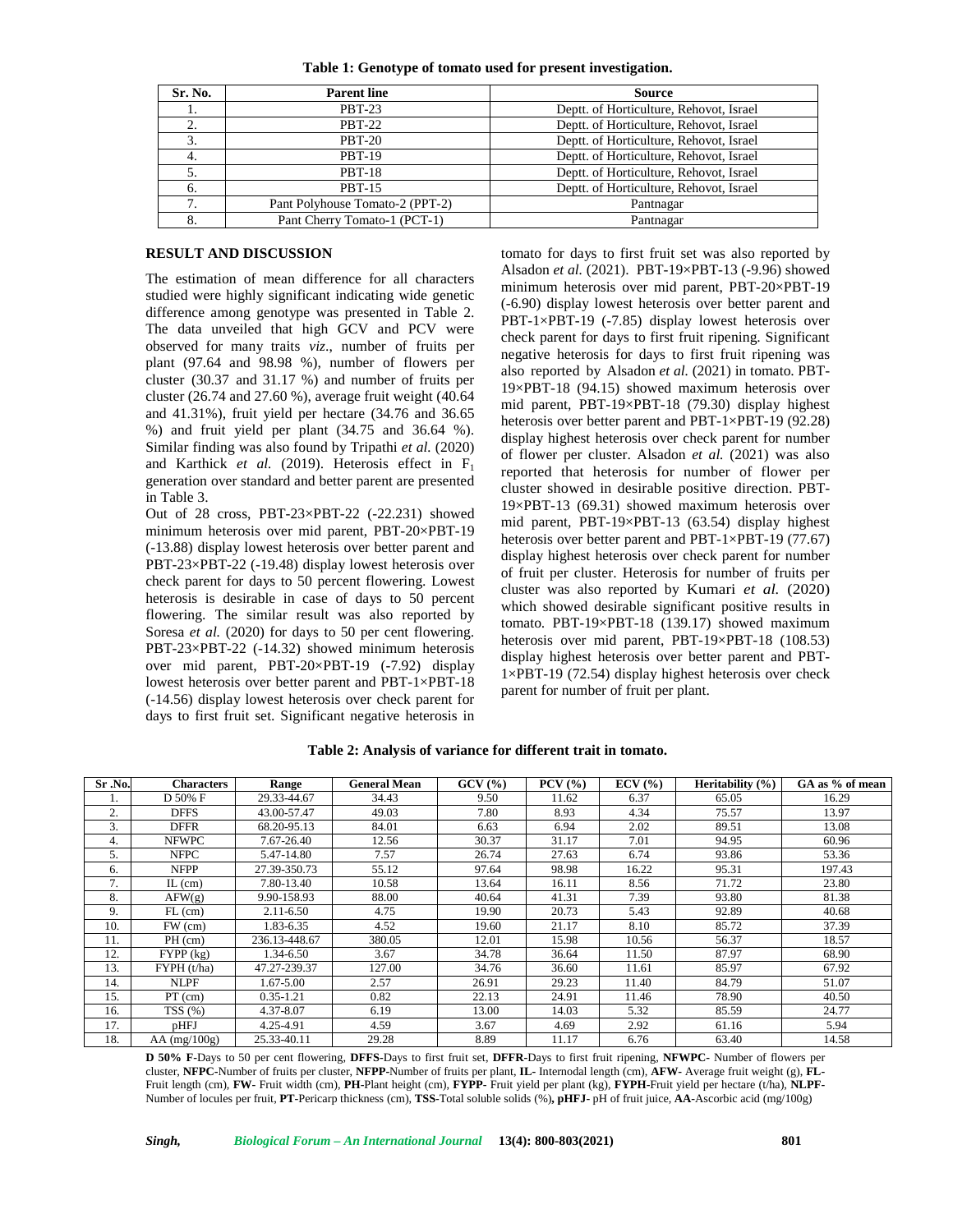**Table 1: Genotype of tomato used for present investigation.**

| Sr. No. | Parent line | Source |
|---|---|---|
| 1. | PBT-23 | Deptt. of Horticulture, Rehovot, Israel |
| 2. | PBT-22 | Deptt. of Horticulture, Rehovot, Israel |
| 3. | PBT-20 | Deptt. of Horticulture, Rehovot, Israel |
| 4. | PBT-19 | Deptt. of Horticulture, Rehovot, Israel |
| 5. | PBT-18 | Deptt. of Horticulture, Rehovot, Israel |
| 6. | PBT-15 | Deptt. of Horticulture, Rehovot, Israel |
| 7. | Pant Polyhouse Tomato-2 (PPT-2) | Pantnagar |
| 8. | Pant Cherry Tomato-1 (PCT-1) | Pantnagar |

## RESULT AND DISCUSSION

The estimation of mean difference for all characters studied were highly significant indicating wide genetic difference among genotype was presented in Table 2. The data unveiled that high GCV and PCV were observed for many traits *viz*., number of fruits per plant (97.64 and 98.98 %), number of flowers per cluster (30.37 and 31.17 %) and number of fruits per cluster (26.74 and 27.60 %), average fruit weight (40.64 and 41.31%), fruit yield per hectare (34.76 and 36.65 %) and fruit yield per plant (34.75 and 36.64 %). Similar finding was also found by Tripathi *et al.* (2020) and Karthick *et al.* (2019). Heterosis effect in $F_1$ generation over standard and better parent are presented in Table 3.

Out of 28 cross, PBT-23×PBT-22 (-22.231) showed minimum heterosis over mid parent, PBT-20×PBT-19 (-13.88) display lowest heterosis over better parent and PBT-23×PBT-22 (-19.48) display lowest heterosis over check parent for days to 50 percent flowering. Lowest heterosis is desirable in case of days to 50 percent flowering. The similar result was also reported by Soresa *et al.* (2020) for days to 50 per cent flowering. PBT-23×PBT-22 (-14.32) showed minimum heterosis over mid parent, PBT-20×PBT-19 (-7.92) display lowest heterosis over better parent and PBT-1×PBT-18 (-14.56) display lowest heterosis over check parent for days to first fruit set. Significant negative heterosis in tomato for days to first fruit set was also reported by Alsadon *et al.* (2021). PBT-19×PBT-13 (-9.96) showed minimum heterosis over mid parent, PBT-20×PBT-19 (-6.90) display lowest heterosis over better parent and PBT-1×PBT-19 (-7.85) display lowest heterosis over check parent for days to first fruit ripening. Significant negative heterosis for days to first fruit ripening was also reported by Alsadon *et al.* (2021) in tomato. PBT-19×PBT-18 (94.15) showed maximum heterosis over mid parent, PBT-19×PBT-18 (79.30) display highest heterosis over better parent and PBT-1×PBT-19 (92.28) display highest heterosis over check parent for number of flower per cluster. Alsadon *et al.* (2021) was also reported that heterosis for number of flower per cluster showed in desirable positive direction. PBT-19×PBT-13 (69.31) showed maximum heterosis over mid parent, PBT-19×PBT-13 (63.54) display highest heterosis over better parent and PBT-1×PBT-19 (77.67) display highest heterosis over check parent for number of fruit per cluster. Heterosis for number of fruits per cluster was also reported by Kumari *et al.* (2020) which showed desirable significant positive results in tomato. PBT-19×PBT-18 (139.17) showed maximum heterosis over mid parent, PBT-19×PBT-18 (108.53) display highest heterosis over better parent and PBT-1×PBT-19 (72.54) display highest heterosis over check parent for number of fruit per plant.

**Table 2: Analysis of variance for different trait in tomato.**

| Sr .No. | Characters | Range | General Mean | GCV (%) | PCV (%) | ECV (%) | Heritability (%) | GA as % of mean |
|---|---|---|---|---|---|---|---|---|
| 1. | D 50% F | 29.33-44.67 | 34.43 | 9.50 | 11.62 | 6.37 | 65.05 | 16.29 |
| 2. | DFFS | 43.00-57.47 | 49.03 | 7.80 | 8.93 | 4.34 | 75.57 | 13.97 |
| 3. | DFFR | 68.20-95.13 | 84.01 | 6.63 | 6.94 | 2.02 | 89.51 | 13.08 |
| 4. | NFWPC | 7.67-26.40 | 12.56 | 30.37 | 31.17 | 7.01 | 94.95 | 60.96 |
| 5. | NFPC | 5.47-14.80 | 7.57 | 26.74 | 27.63 | 6.74 | 93.86 | 53.36 |
| 6. | NFPP | 27.39-350.73 | 55.12 | 97.64 | 98.98 | 16.22 | 95.31 | 197.43 |
| 7. | IL (cm) | 7.80-13.40 | 10.58 | 13.64 | 16.11 | 8.56 | 71.72 | 23.80 |
| 8. | AFW(g) | 9.90-158.93 | 88.00 | 40.64 | 41.31 | 7.39 | 93.80 | 81.38 |
| 9. | FL (cm) | 2.11-6.50 | 4.75 | 19.90 | 20.73 | 5.43 | 92.89 | 40.68 |
| 10. | FW (cm) | 1.83-6.35 | 4.52 | 19.60 | 21.17 | 8.10 | 85.72 | 37.39 |
| 11. | PH (cm) | 236.13-448.67 | 380.05 | 12.01 | 15.98 | 10.56 | 56.37 | 18.57 |
| 12. | FYPP (kg) | 1.34-6.50 | 3.67 | 34.78 | 36.64 | 11.50 | 87.97 | 68.90 |
| 13. | FYPH (t/ha) | 47.27-239.37 | 127.00 | 34.76 | 36.60 | 11.61 | 85.97 | 67.92 |
| 14. | NLPF | 1.67-5.00 | 2.57 | 26.91 | 29.23 | 11.40 | 84.79 | 51.07 |
| 15. | PT (cm) | 0.35-1.21 | 0.82 | 22.13 | 24.91 | 11.46 | 78.90 | 40.50 |
| 16. | TSS (%) | 4.37-8.07 | 6.19 | 13.00 | 14.03 | 5.32 | 85.59 | 24.77 |
| 17. | pHFJ | 4.25-4.91 | 4.59 | 3.67 | 4.69 | 2.92 | 61.16 | 5.94 |
| 18. | AA (mg/100g) | 25.33-40.11 | 29.28 | 8.89 | 11.17 | 6.76 | 63.40 | 14.58 |

**D 50% F**-Days to 50 per cent flowering, **DFFS**-Days to first fruit set, **DFFR**-Days to first fruit ripening, **NFWPC**- Number of flowers per cluster, **NFPC**-Number of fruits per cluster, **NFPP**-Number of fruits per plant, **IL**- Internodal length (cm), **AFW**- Average fruit weight (g), **FL**-Fruit length (cm), **FW**- Fruit width (cm), **PH**-Plant height (cm), **FYPP**- Fruit yield per plant (kg), **FYPH**-Fruit yield per hectare (t/ha), **NLPF**-Number of locules per fruit, **PT**-Pericarp thickness (cm), **TSS**-Total soluble solids (%)**, pHFJ**- pH of fruit juice, **AA**-Ascorbic acid (mg/100g)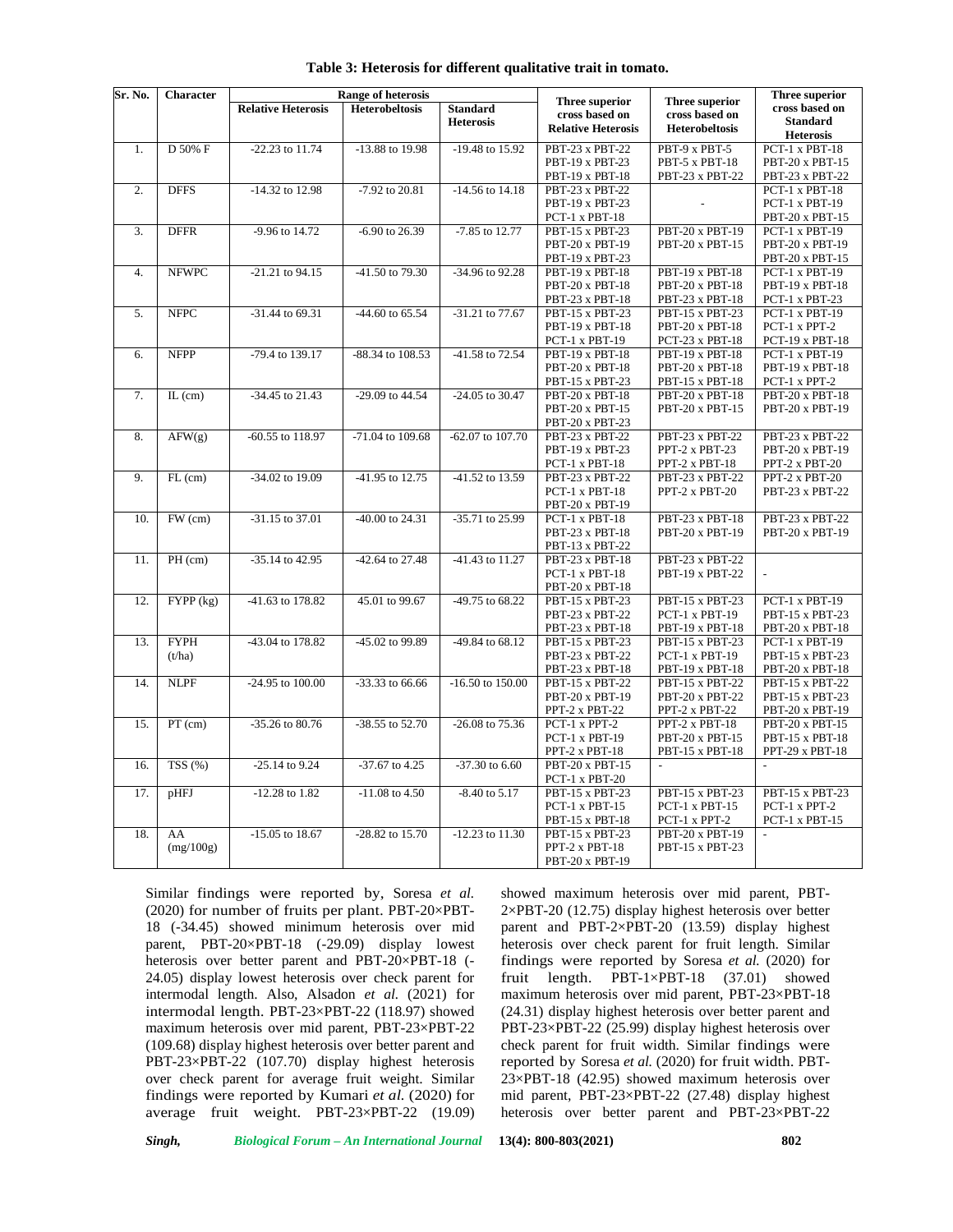**Table 3: Heterosis for different qualitative trait in tomato.**

| Sr. No. | Character | Range of heterosis | | | Three superior cross based on Relative Heterosis | Three superior cross based on Heterobeltiosis | Three superior cross based on Standard Heterosis |
|---|---|---|---|---|---|---|---|
| | | Relative Heterosis | Heterobeltiosis | Standard Heterosis | | | |
| 1. | D 50% F | -22.23 to 11.74 | -13.88 to 19.98 | -19.48 to 15.92 | PBT-23 x PBT-22<br>PBT-19 x PBT-23<br>PBT-19 x PBT-18 | PBT-9 x PBT-5<br>PBT-5 x PBT-18<br>PBT-23 x PBT-22 | PCT-1 x PBT-18<br>PBT-20 x PBT-15<br>PBT-23 x PBT-22 |
| 2. | DFFS | -14.32 to 12.98 | -7.92 to 20.81 | -14.56 to 14.18 | PBT-23 x PBT-22<br>PBT-19 x PBT-23<br>PCT-1 x PBT-18 | - | PCT-1 x PBT-18<br>PCT-1 x PBT-19<br>PBT-20 x PBT-15 |
| 3. | DFFR | -9.96 to 14.72 | -6.90 to 26.39 | -7.85 to 12.77 | PBT-15 x PBT-23<br>PBT-20 x PBT-19<br>PBT-19 x PBT-23 | PBT-20 x PBT-19<br>PBT-20 x PBT-15 | PCT-1 x PBT-19<br>PBT-20 x PBT-19<br>PBT-20 x PBT-15 |
| 4. | NFWPC | -21.21 to 94.15 | -41.50 to 79.30 | -34.96 to 92.28 | PBT-19 x PBT-18<br>PBT-20 x PBT-18<br>PBT-23 x PBT-18 | PBT-19 x PBT-18<br>PBT-20 x PBT-18<br>PBT-23 x PBT-18 | PCT-1 x PBT-19<br>PBT-19 x PBT-18<br>PCT-1 x PBT-23 |
| 5. | NFPC | -31.44 to 69.31 | -44.60 to 65.54 | -31.21 to 77.67 | PBT-15 x PBT-23<br>PBT-19 x PBT-18<br>PCT-1 x PBT-19 | PBT-15 x PBT-23<br>PBT-20 x PBT-18<br>PCT-23 x PBT-18 | PCT-1 x PBT-19<br>PCT-1 x PPT-2<br>PCT-19 x PBT-18 |
| 6. | NFPP | -79.4 to 139.17 | -88.34 to 108.53 | -41.58 to 72.54 | PBT-19 x PBT-18<br>PBT-20 x PBT-18<br>PBT-15 x PBT-23 | PBT-19 x PBT-18<br>PBT-20 x PBT-18<br>PBT-15 x PBT-18 | PCT-1 x PBT-19<br>PBT-19 x PBT-18<br>PCT-1 x PPT-2 |
| 7. | IL (cm) | -34.45 to 21.43 | -29.09 to 44.54 | -24.05 to 30.47 | PBT-20 x PBT-18<br>PBT-20 x PBT-15<br>PBT-20 x PBT-23 | PBT-20 x PBT-18<br>PBT-20 x PBT-15 | PBT-20 x PBT-18<br>PBT-20 x PBT-19 |
| 8. | AFW(g) | -60.55 to 118.97 | -71.04 to 109.68 | -62.07 to 107.70 | PBT-23 x PBT-22<br>PBT-19 x PBT-23<br>PCT-1 x PBT-18 | PBT-23 x PBT-22<br>PPT-2 x PBT-23<br>PPT-2 x PBT-18 | PBT-23 x PBT-22<br>PBT-20 x PBT-19<br>PPT-2 x PBT-20 |
| 9. | FL (cm) | -34.02 to 19.09 | -41.95 to 12.75 | -41.52 to 13.59 | PBT-23 x PBT-22<br>PCT-1 x PBT-18<br>PBT-20 x PBT-19 | PBT-23 x PBT-22<br>PPT-2 x PBT-20 | PPT-2 x PBT-20<br>PBT-23 x PBT-22 |
| 10. | FW (cm) | -31.15 to 37.01 | -40.00 to 24.31 | -35.71 to 25.99 | PCT-1 x PBT-18<br>PBT-23 x PBT-18<br>PBT-13 x PBT-22 | PBT-23 x PBT-18<br>PBT-20 x PBT-19 | PBT-23 x PBT-22<br>PBT-20 x PBT-19 |
| 11. | PH (cm) | -35.14 to 42.95 | -42.64 to 27.48 | -41.43 to 11.27 | PBT-23 x PBT-18<br>PCT-1 x PBT-18<br>PBT-20 x PBT-18 | PBT-23 x PBT-22<br>PBT-19 x PBT-22 | - |
| 12. | FYPP (kg) | -41.63 to 178.82 | 45.01 to 99.67 | -49.75 to 68.22 | PBT-15 x PBT-23<br>PBT-23 x PBT-22<br>PBT-23 x PBT-18 | PBT-15 x PBT-23<br>PCT-1 x PBT-19<br>PBT-19 x PBT-18 | PCT-1 x PBT-19<br>PBT-15 x PBT-23<br>PBT-20 x PBT-18 |
| 13. | FYPH (t/ha) | -43.04 to 178.82 | -45.02 to 99.89 | -49.84 to 68.12 | PBT-15 x PBT-23<br>PBT-23 x PBT-22<br>PBT-23 x PBT-18 | PBT-15 x PBT-23<br>PCT-1 x PBT-19<br>PBT-19 x PBT-18 | PCT-1 x PBT-19<br>PBT-15 x PBT-23<br>PBT-20 x PBT-18 |
| 14. | NLPF | -24.95 to 100.00 | -33.33 to 66.66 | -16.50 to 150.00 | PBT-15 x PBT-22<br>PBT-20 x PBT-19<br>PPT-2 x PBT-22 | PBT-15 x PBT-22<br>PBT-20 x PBT-22<br>PPT-2 x PBT-22 | PBT-15 x PBT-22<br>PBT-15 x PBT-23<br>PBT-20 x PBT-19 |
| 15. | PT (cm) | -35.26 to 80.76 | -38.55 to 52.70 | -26.08 to 75.36 | PCT-1 x PPT-2<br>PCT-1 x PBT-19<br>PPT-2 x PBT-18 | PPT-2 x PBT-18<br>PBT-20 x PBT-15<br>PBT-15 x PBT-18 | PBT-20 x PBT-15<br>PBT-15 x PBT-18<br>PPT-29 x PBT-18 |
| 16. | TSS (%) | -25.14 to 9.24 | -37.67 to 4.25 | -37.30 to 6.60 | PBT-20 x PBT-15<br>PCT-1 x PBT-20 | - | - |
| 17. | pHFJ | -12.28 to 1.82 | -11.08 to 4.50 | -8.40 to 5.17 | PBT-15 x PBT-23<br>PCT-1 x PBT-15<br>PBT-15 x PBT-18 | PBT-15 x PBT-23<br>PCT-1 x PBT-15<br>PCT-1 x PPT-2 | PBT-15 x PBT-23<br>PCT-1 x PPT-2<br>PCT-1 x PBT-15 |
| 18. | AA (mg/100g) | -15.05 to 18.67 | -28.82 to 15.70 | -12.23 to 11.30 | PBT-15 x PBT-23<br>PPT-2 x PBT-18<br>PBT-20 x PBT-19 | PBT-20 x PBT-19<br>PBT-15 x PBT-23 | - |

Similar findings were reported by, Soresa *et al.* (2020) for number of fruits per plant. PBT-20×PBT-18 (-34.45) showed minimum heterosis over mid parent, PBT-20×PBT-18 (-29.09) display lowest heterosis over better parent and PBT-20×PBT-18 (-24.05) display lowest heterosis over check parent for intermodal length. Also, Alsadon *et al.* (2021) for intermodal length. PBT-23×PBT-22 (118.97) showed maximum heterosis over mid parent, PBT-23×PBT-22 (109.68) display highest heterosis over better parent and PBT-23×PBT-22 (107.70) display highest heterosis over check parent for average fruit weight. Similar findings were reported by Kumari *et al.* (2020) for average fruit weight. PBT-23×PBT-22 (19.09) showed maximum heterosis over mid parent, PBT-2×PBT-20 (12.75) display highest heterosis over better parent and PBT-2×PBT-20 (13.59) display highest heterosis over check parent for fruit length. Similar findings were reported by Soresa *et al.* (2020) for fruit length. PBT-1×PBT-18 (37.01) showed maximum heterosis over mid parent, PBT-23×PBT-18 (24.31) display highest heterosis over better parent and PBT-23×PBT-22 (25.99) display highest heterosis over check parent for fruit width. Similar findings were reported by Soresa *et al.* (2020) for fruit width. PBT-23×PBT-18 (42.95) showed maximum heterosis over mid parent, PBT-23×PBT-22 (27.48) display highest heterosis over better parent and PBT-23×PBT-22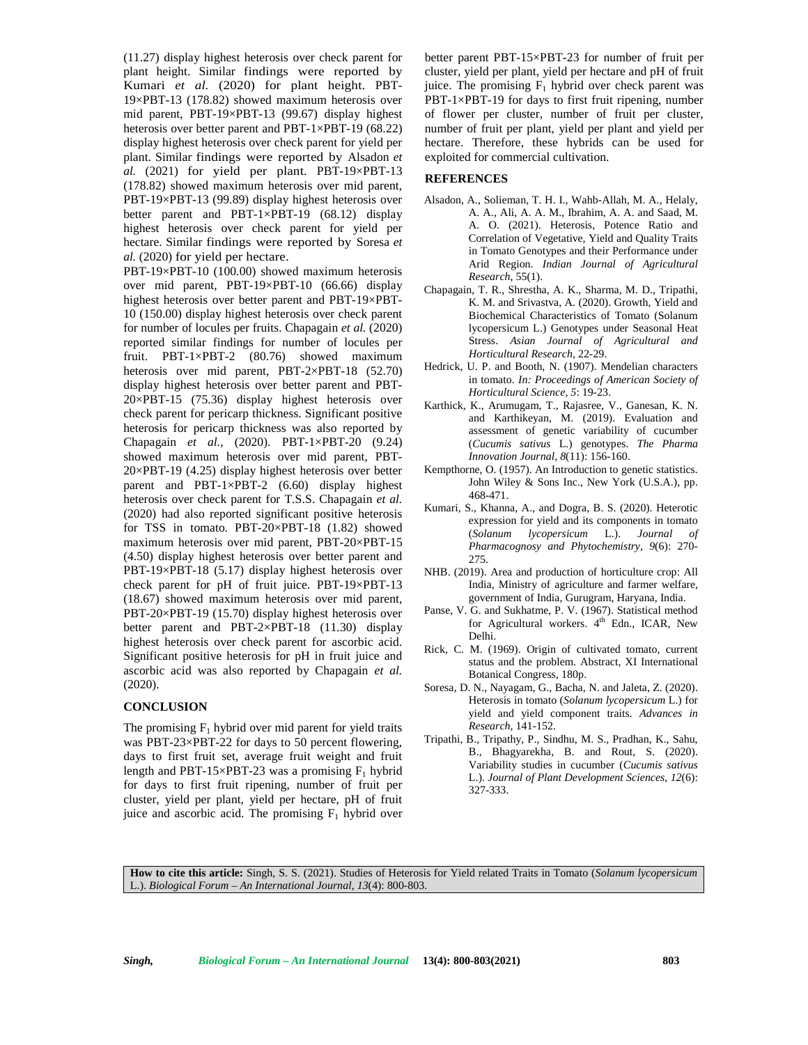(11.27) display highest heterosis over check parent for plant height. Similar findings were reported by Kumari *et al.* (2020) for plant height. PBT-19×PBT-13 (178.82) showed maximum heterosis over mid parent, PBT-19×PBT-13 (99.67) display highest heterosis over better parent and PBT-1×PBT-19 (68.22) display highest heterosis over check parent for yield per plant. Similar findings were reported by Alsadon *et al.* (2021) for yield per plant. PBT-19×PBT-13 (178.82) showed maximum heterosis over mid parent, PBT-19×PBT-13 (99.89) display highest heterosis over better parent and PBT-1×PBT-19 (68.12) display highest heterosis over check parent for yield per hectare. Similar findings were reported by Soresa *et al.* (2020) for yield per hectare.

PBT-19×PBT-10 (100.00) showed maximum heterosis over mid parent, PBT-19×PBT-10 (66.66) display highest heterosis over better parent and PBT-19×PBT-10 (150.00) display highest heterosis over check parent for number of locules per fruits. Chapagain *et al.* (2020) reported similar findings for number of locules per fruit. PBT-1×PBT-2 (80.76) showed maximum heterosis over mid parent, PBT-2×PBT-18 (52.70) display highest heterosis over better parent and PBT-20×PBT-15 (75.36) display highest heterosis over check parent for pericarp thickness. Significant positive heterosis for pericarp thickness was also reported by Chapagain *et al.,* (2020). PBT-1×PBT-20 (9.24) showed maximum heterosis over mid parent, PBT-20×PBT-19 (4.25) display highest heterosis over better parent and PBT-1×PBT-2 (6.60) display highest heterosis over check parent for T.S.S. Chapagain *et al.* (2020) had also reported significant positive heterosis for TSS in tomato. PBT-20×PBT-18 (1.82) showed maximum heterosis over mid parent, PBT-20×PBT-15 (4.50) display highest heterosis over better parent and PBT-19×PBT-18 (5.17) display highest heterosis over check parent for pH of fruit juice. PBT-19×PBT-13 (18.67) showed maximum heterosis over mid parent, PBT-20×PBT-19 (15.70) display highest heterosis over better parent and PBT-2×PBT-18 (11.30) display highest heterosis over check parent for ascorbic acid. Significant positive heterosis for pH in fruit juice and ascorbic acid was also reported by Chapagain *et al.* (2020).

## CONCLUSION

The promising $F_1$ hybrid over mid parent for yield traits was PBT-23×PBT-22 for days to 50 percent flowering, days to first fruit set, average fruit weight and fruit length and PBT-15×PBT-23 was a promising $F_1$ hybrid for days to first fruit ripening, number of fruit per cluster, yield per plant, yield per hectare, pH of fruit juice and ascorbic acid. The promising $F_1$ hybrid over better parent PBT-15×PBT-23 for number of fruit per cluster, yield per plant, yield per hectare and pH of fruit juice. The promising $F_1$ hybrid over check parent was PBT-1×PBT-19 for days to first fruit ripening, number of flower per cluster, number of fruit per cluster, number of fruit per plant, yield per plant and yield per hectare. Therefore, these hybrids can be used for exploited for commercial cultivation.

## REFERENCES

Alsadon, A., Solieman, T. H. I., Wahb-Allah, M. A., Helaly, A. A., Ali, A. A. M., Ibrahim, A. A. and Saad, M. A. O. (2021). Heterosis, Potence Ratio and Correlation of Vegetative, Yield and Quality Traits in Tomato Genotypes and their Performance under Arid Region. *Indian Journal of Agricultural Research*, 55(1).

Chapagain, T. R., Shrestha, A. K., Sharma, M. D., Tripathi, K. M. and Srivastva, A. (2020). Growth, Yield and Biochemical Characteristics of Tomato (Solanum lycopersicum L.) Genotypes under Seasonal Heat Stress. *Asian Journal of Agricultural and Horticultural Research*, 22-29.

Hedrick, U. P. and Booth, N. (1907). Mendelian characters in tomato. *In: Proceedings of American Society of Horticultural Science, 5*: 19-23.

Karthick, K., Arumugam, T., Rajasree, V., Ganesan, K. N. and Karthikeyan, M. (2019). Evaluation and assessment of genetic variability of cucumber (*Cucumis sativus* L.) genotypes. *The Pharma Innovation Journal*, *8*(11): 156-160.

Kempthorne, O. (1957). An Introduction to genetic statistics. John Wiley & Sons Inc., New York (U.S.A.), pp. 468-471.

Kumari, S., Khanna, A., and Dogra, B. S. (2020). Heterotic expression for yield and its components in tomato (*Solanum lycopersicum* L.). *Journal of Pharmacognosy and Phytochemistry*, *9*(6): 270-275.

NHB. (2019). Area and production of horticulture crop: All India, Ministry of agriculture and farmer welfare, government of India, Gurugram, Haryana, India.

Panse, V. G. and Sukhatme, P. V. (1967). Statistical method for Agricultural workers. 4th Edn., ICAR, New Delhi.

Rick, C. M. (1969). Origin of cultivated tomato, current status and the problem. Abstract, XI International Botanical Congress, 180p.

Soresa, D. N., Nayagam, G., Bacha, N. and Jaleta, Z. (2020). Heterosis in tomato (*Solanum lycopersicum* L.) for yield and yield component traits. *Advances in Research*, 141-152.

Tripathi, B., Tripathy, P., Sindhu, M. S., Pradhan, K., Sahu, B., Bhagyarekha, B. and Rout, S. (2020). Variability studies in cucumber (*Cucumis sativus* L.). *Journal of Plant Development Sciences*, *12*(6): 327-333.

**How to cite this article:** Singh, S. S. (2021). Studies of Heterosis for Yield related Traits in Tomato (*Solanum lycopersicum* L.). *Biological Forum – An International Journal, 13*(4): 800-803.